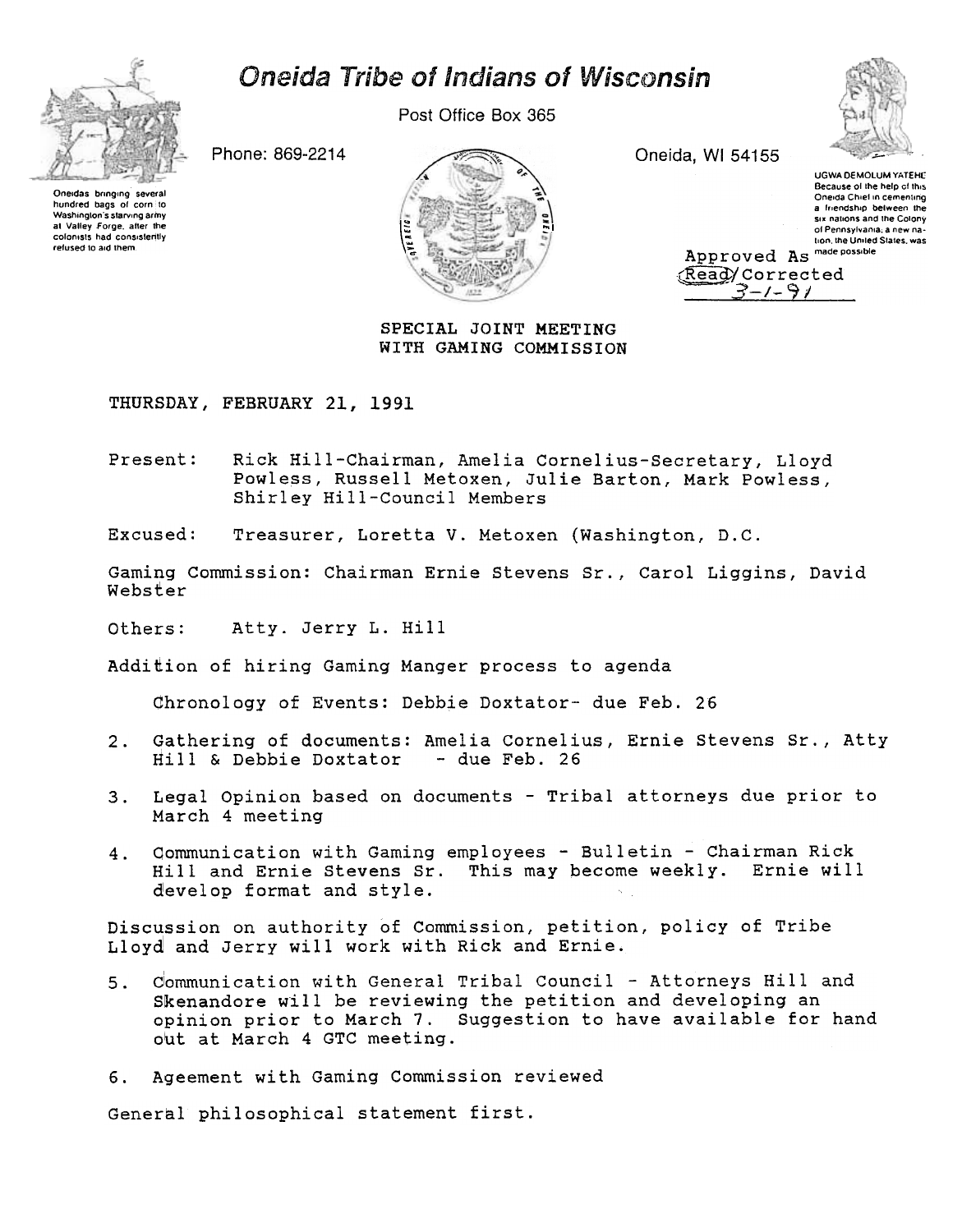# Oneida Tribe of Indians of Wisconsin

Post Office Box 365

Phone: 869-2214

Oneida, WI 54155

Oneidas bringing several hundred bags of corn to Washington's starving army at Valley Forge, after the colonists had consistently refused to aid them.

UGWA DEMOLUM YATEHE
Because of the help of this Oneida Chief in cementing a friendship between the six nations and the Colony of Pennsylvania, a new nation, the United States, was made possible

Approved As Read/Corrected
3-1-91

## SPECIAL JOINT MEETING WITH GAMING COMMISSION

THURSDAY, FEBRUARY 21, 1991

Present: Rick Hill-Chairman, Amelia Cornelius-Secretary, Lloyd Powless, Russell Metoxen, Julie Barton, Mark Powless, Shirley Hill-Council Members

Excused: Treasurer, Loretta V. Metoxen (Washington, D.C.

Gaming Commission: Chairman Ernie Stevens Sr., Carol Liggins, David Webster

Others: Atty. Jerry L. Hill

Addition of hiring Gaming Manger process to agenda

Chronology of Events: Debbie Doxtator- due Feb. 26

2. Gathering of documents: Amelia Cornelius, Ernie Stevens Sr., Atty Hill & Debbie Doxtator - due Feb. 26

3. Legal Opinion based on documents - Tribal attorneys due prior to March 4 meeting

4. Communication with Gaming employees - Bulletin - Chairman Rick Hill and Ernie Stevens Sr. This may become weekly. Ernie will develop format and style.

Discussion on authority of Commission, petition, policy of Tribe Lloyd and Jerry will work with Rick and Ernie.

5. Communication with General Tribal Council - Attorneys Hill and Skenandore will be reviewing the petition and developing an opinion prior to March 7. Suggestion to have available for hand out at March 4 GTC meeting.

6. Ageement with Gaming Commission reviewed

General philosophical statement first.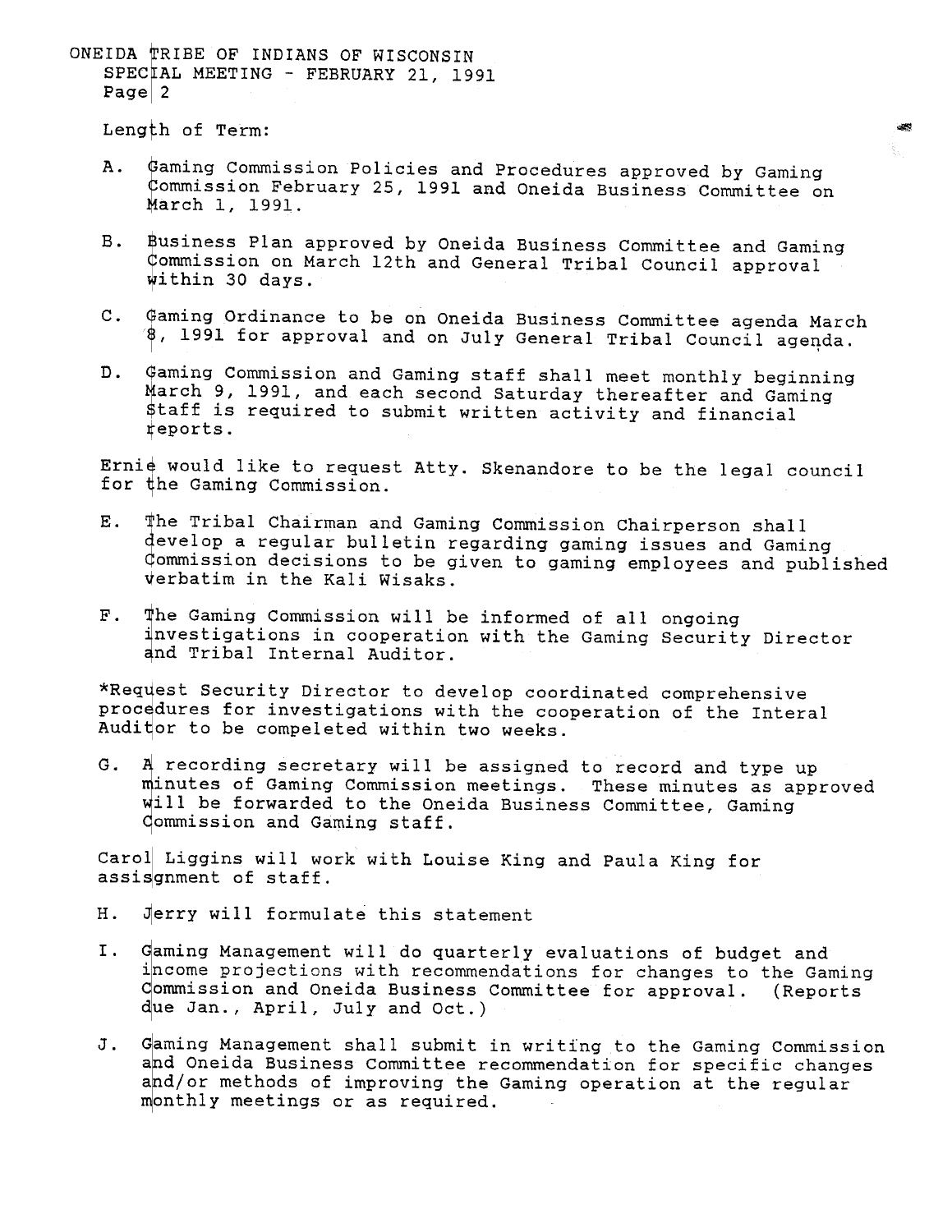Length of Term:

A. Gaming Commission Policies and Procedures approved by Gaming Commission February 25, 1991 and Oneida Business Committee on March 1, 1991.

B. Business Plan approved by Oneida Business Committee and Gaming Commission on March 12th and General Tribal Council approval within 30 days.

C. Gaming Ordinance to be on Oneida Business Committee agenda March 8, 1991 for approval and on July General Tribal Council agenda.

D. Gaming Commission and Gaming staff shall meet monthly beginning March 9, 1991, and each second Saturday thereafter and Gaming Staff is required to submit written activity and financial reports.

Ernie would like to request Atty. Skenandore to be the legal council for the Gaming Commission.

E. The Tribal Chairman and Gaming Commission Chairperson shall develop a regular bulletin regarding gaming issues and Gaming Commission decisions to be given to gaming employees and published verbatim in the Kali Wisaks.

F. The Gaming Commission will be informed of all ongoing investigations in cooperation with the Gaming Security Director and Tribal Internal Auditor.

*Request Security Director to develop coordinated comprehensive procedures for investigations with the cooperation of the Interal Auditor to be compeleted within two weeks.

G. A recording secretary will be assigned to record and type up minutes of Gaming Commission meetings. These minutes as approved will be forwarded to the Oneida Business Committee, Gaming Commission and Gaming staff.

Carol Liggins will work with Louise King and Paula King for assisgnment of staff.

H. Jerry will formulate this statement

I. Gaming Management will do quarterly evaluations of budget and income projections with recommendations for changes to the Gaming Commission and Oneida Business Committee for approval. (Reports due Jan., April, July and Oct.)

J. Gaming Management shall submit in writing to the Gaming Commission and Oneida Business Committee recommendation for specific changes and/or methods of improving the Gaming operation at the regular monthly meetings or as required.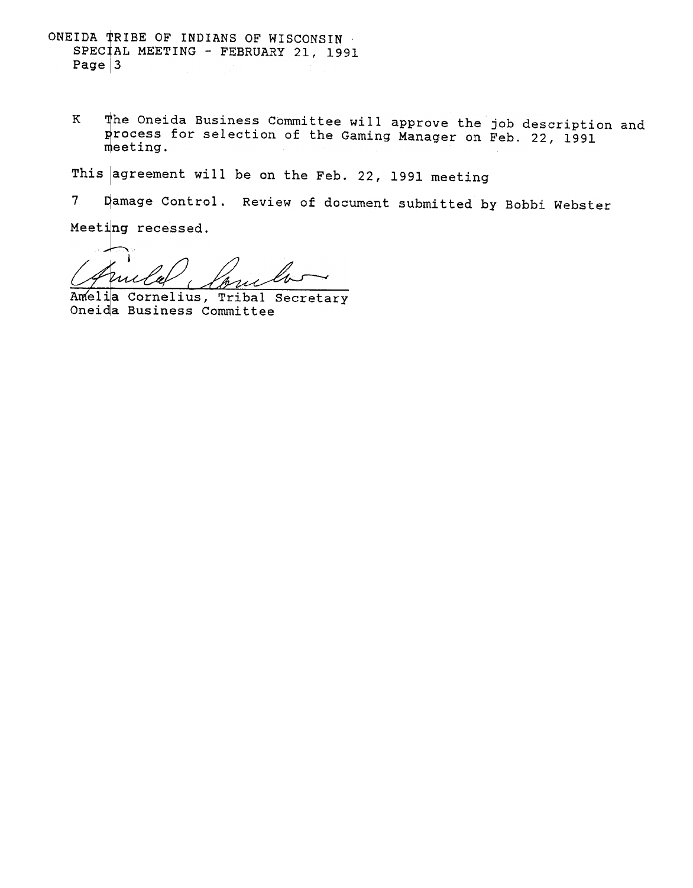K The Oneida Business Committee will approve the job description and process for selection of the Gaming Manager on Feb. 22, 1991 meeting.

This agreement will be on the Feb. 22, 1991 meeting

7 Damage Control. Review of document submitted by Bobbi Webster

Meeting recessed.

Amelia Cornelius, Tribal Secretary
Oneida Business Committee